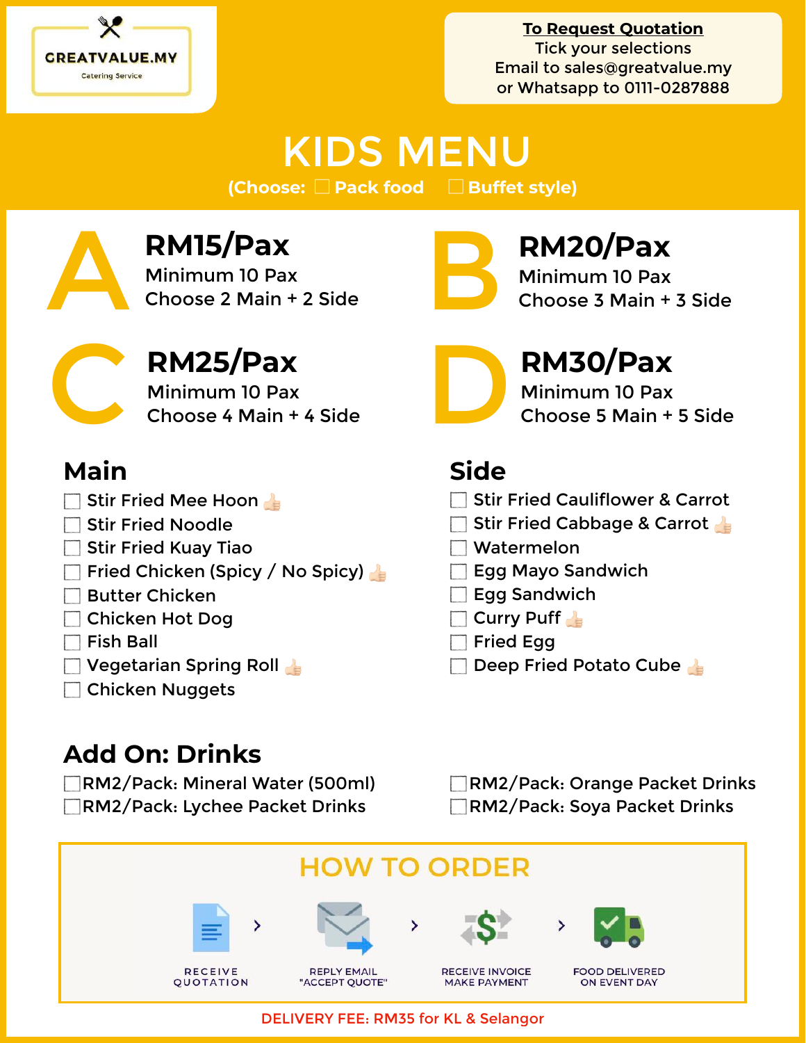GREATVALUE.MY

Catering Service

**To Request Quotation**
Tick your selections
Email to sales@greatvalue.my
or Whatsapp to 0111-0287888

# KIDS MENU

(Choose: ☐ Pack food ☐ Buffet style)

## A
**RM15/Pax**
Minimum 10 Pax
Choose 2 Main + 2 Side

## B
**RM20/Pax**
Minimum 10 Pax
Choose 3 Main + 3 Side

## C
**RM25/Pax**
Minimum 10 Pax
Choose 4 Main + 4 Side

## D
**RM30/Pax**
Minimum 10 Pax
Choose 5 Main + 5 Side

## Main

- ☐ Stir Fried Mee Hoon 👍
- ☐ Stir Fried Noodle
- ☐ Stir Fried Kuay Tiao
- ☐ Fried Chicken (Spicy / No Spicy) 👍
- ☐ Butter Chicken
- ☐ Chicken Hot Dog
- ☐ Fish Ball
- ☐ Vegetarian Spring Roll 👍
- ☐ Chicken Nuggets

## Side

- ☐ Stir Fried Cauliflower & Carrot
- ☐ Stir Fried Cabbage & Carrot 👍
- ☐ Watermelon
- ☐ Egg Mayo Sandwich
- ☐ Egg Sandwich
- ☐ Curry Puff 👍
- ☐ Fried Egg
- ☐ Deep Fried Potato Cube 👍

## Add On: Drinks

- ☐ RM2/Pack: Mineral Water (500ml)
- ☐ RM2/Pack: Lychee Packet Drinks
- ☐ RM2/Pack: Orange Packet Drinks
- ☐ RM2/Pack: Soya Packet Drinks

## HOW TO ORDER

RECEIVE QUOTATION › REPLY EMAIL "ACCEPT QUOTE" › RECEIVE INVOICE MAKE PAYMENT › FOOD DELIVERED ON EVENT DAY

DELIVERY FEE: RM35 for KL & Selangor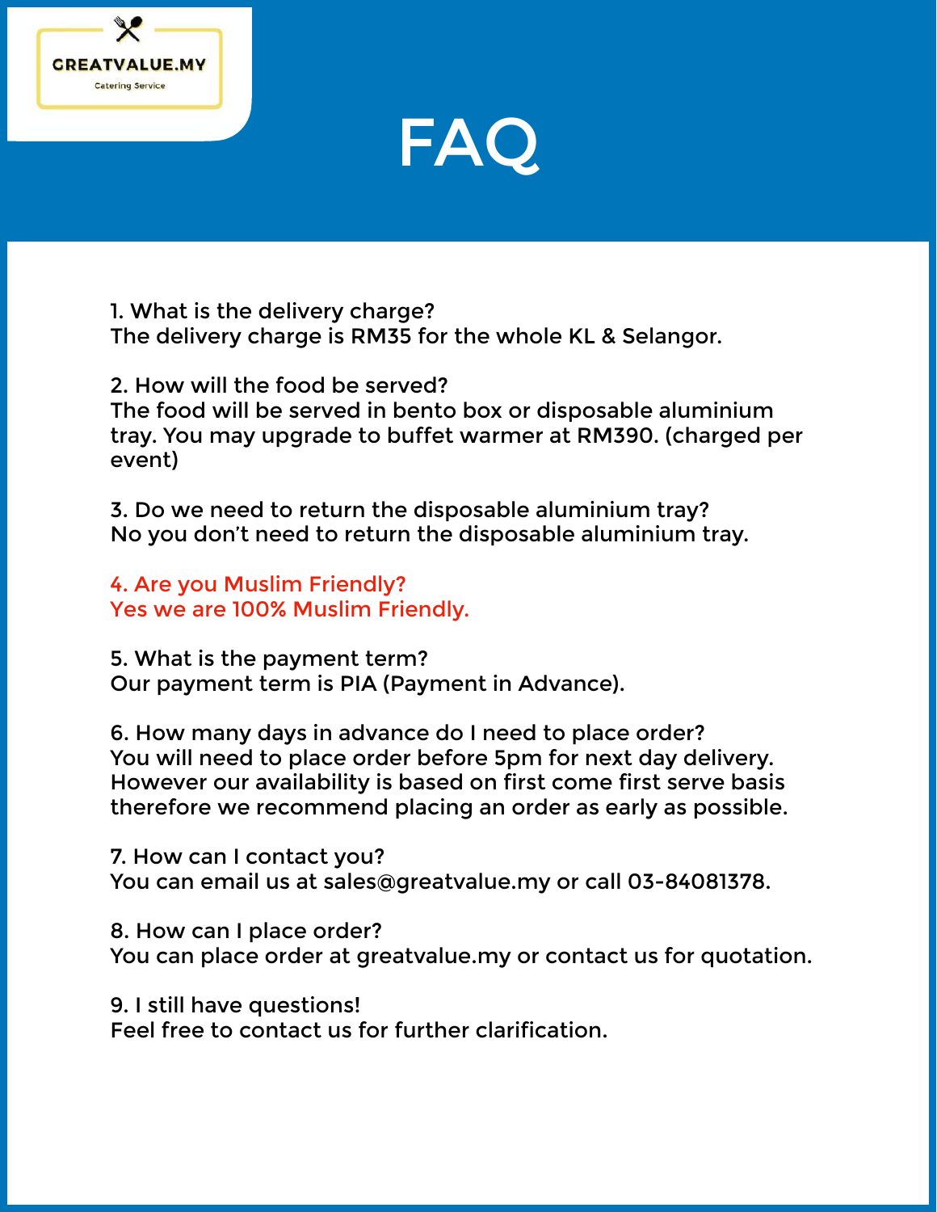GREATVALUE.MY

Catering Service

# FAQ

1. What is the delivery charge?
The delivery charge is RM35 for the whole KL & Selangor.

2. How will the food be served?
The food will be served in bento box or disposable aluminium tray. You may upgrade to buffet warmer at RM390. (charged per event)

3. Do we need to return the disposable aluminium tray?
No you don't need to return the disposable aluminium tray.

4. Are you Muslim Friendly?
Yes we are 100% Muslim Friendly.

5. What is the payment term?
Our payment term is PIA (Payment in Advance).

6. How many days in advance do I need to place order?
You will need to place order before 5pm for next day delivery. However our availability is based on first come first serve basis therefore we recommend placing an order as early as possible.

7. How can I contact you?
You can email us at sales@greatvalue.my or call 03-84081378.

8. How can I place order?
You can place order at greatvalue.my or contact us for quotation.

9. I still have questions!
Feel free to contact us for further clarification.